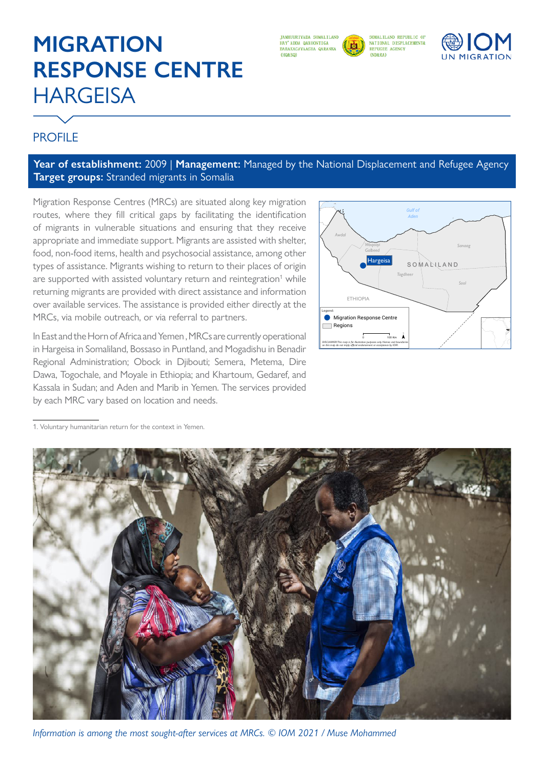# MIGRATION RESPONSE CENTRE HARGEISA

## PROFILE

**Year of establishment:** 2009 | **Management:** Managed by the National Displacement and Refugee Agency
**Target groups:** Stranded migrants in Somalia

Migration Response Centres (MRCs) are situated along key migration routes, where they fill critical gaps by facilitating the identification of migrants in vulnerable situations and ensuring that they receive appropriate and immediate support. Migrants are assisted with shelter, food, non-food items, health and psychosocial assistance, among other types of assistance. Migrants wishing to return to their places of origin are supported with assisted voluntary return and reintegration[1] while returning migrants are provided with direct assistance and information over available services. The assistance is provided either directly at the MRCs, via mobile outreach, or via referral to partners.

In East and the Horn of Africa and Yemen , MRCs are currently operational in Hargeisa in Somaliland, Bossaso in Puntland, and Mogadishu in Benadir Regional Administration; Obock in Djibouti; Semera, Metema, Dire Dawa, Togochale, and Moyale in Ethiopia; and Khartoum, Gedaref, and Kassala in Sudan; and Aden and Marib in Yemen. The services provided by each MRC vary based on location and needs.

1. Voluntary humanitarian return for the context in Yemen.

*Information is among the most sought-after services at MRCs. © IOM 2021 / Muse Mohammed*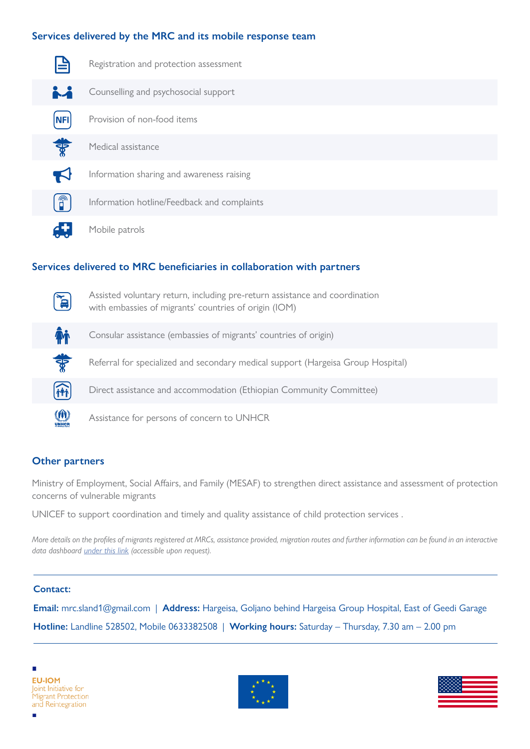## Services delivered by the MRC and its mobile response team

- Registration and protection assessment
- Counselling and psychosocial support
- Provision of non-food items
- Medical assistance
- Information sharing and awareness raising
- Information hotline/Feedback and complaints
- Mobile patrols

## Services delivered to MRC beneficiaries in collaboration with partners

- Assisted voluntary return, including pre-return assistance and coordination with embassies of migrants' countries of origin (IOM)
- Consular assistance (embassies of migrants' countries of origin)
- Referral for specialized and secondary medical support (Hargeisa Group Hospital)
- Direct assistance and accommodation (Ethiopian Community Committee)
- Assistance for persons of concern to UNHCR

## Other partners

Ministry of Employment, Social Affairs, and Family (MESAF) to strengthen direct assistance and assessment of protection concerns of vulnerable migrants

UNICEF to support coordination and timely and quality assistance of child protection services .

*More details on the profiles of migrants registered at MRCs, assistance provided, migration routes and further information can be found in an interactive data dashboard under this link (accessible upon request).*

---

**Contact:**

**Email:** mrc.sland1@gmail.com | **Address:** Hargeisa, Goljano behind Hargeisa Group Hospital, East of Geedi Garage

**Hotline:** Landline 528502, Mobile 0633382508 | **Working hours:** Saturday – Thursday, 7.30 am – 2.00 pm

---

EU-IOM Joint Initiative for Migrant Protection and Reintegration